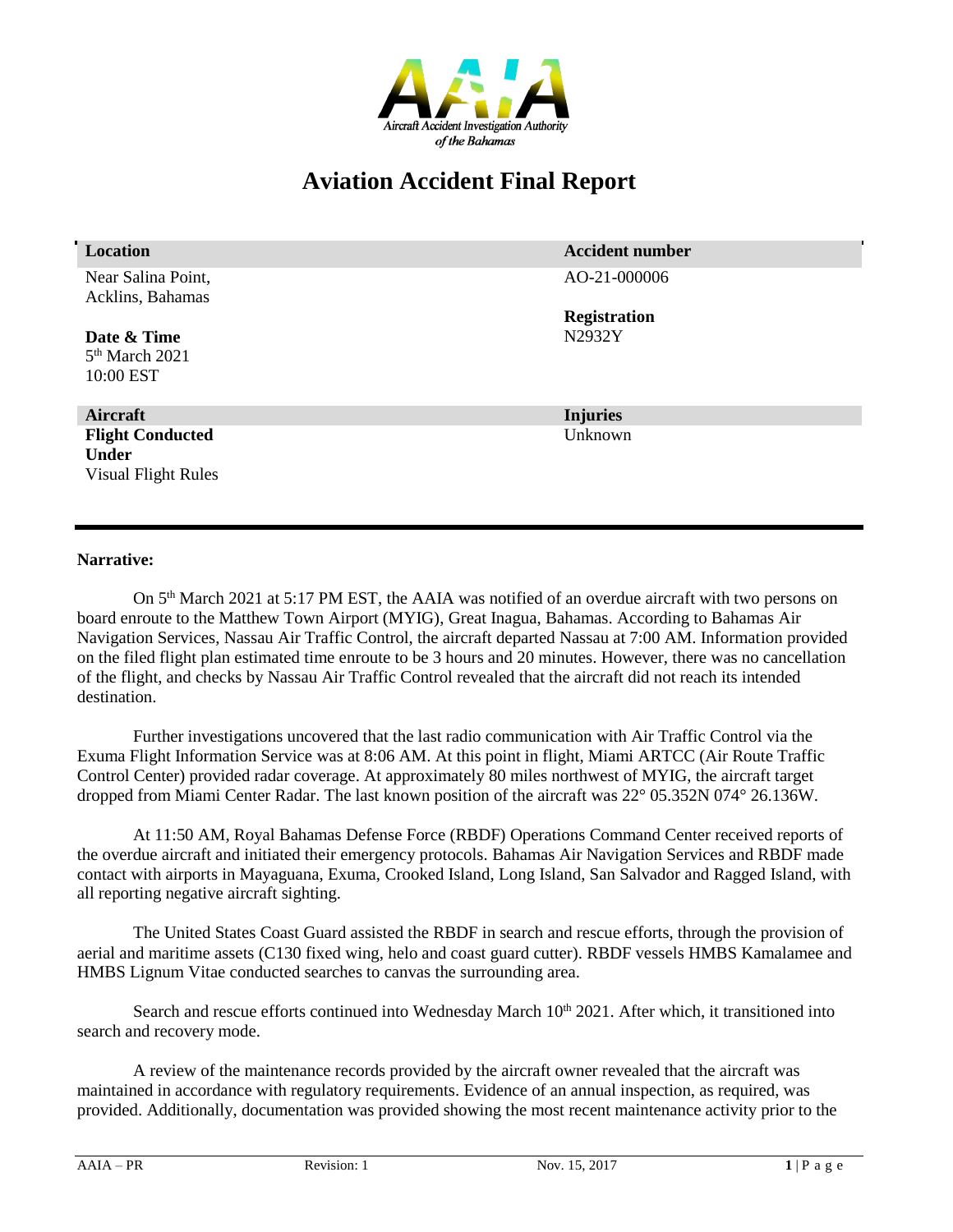# Aviation Accident Final Report

| Location | Accident number |
| --- | --- |
| Near Salina Point, Acklins, Bahamas | AO-21-000006 |
| **Date & Time** | **Registration** |
| 5th March 2021 10:00 EST | N2932Y |
| **Aircraft** | **Injuries** |
| **Flight Conducted Under** Visual Flight Rules | Unknown |

**Narrative:**

On 5th March 2021 at 5:17 PM EST, the AAIA was notified of an overdue aircraft with two persons on board enroute to the Matthew Town Airport (MYIG), Great Inagua, Bahamas. According to Bahamas Air Navigation Services, Nassau Air Traffic Control, the aircraft departed Nassau at 7:00 AM. Information provided on the filed flight plan estimated time enroute to be 3 hours and 20 minutes. However, there was no cancellation of the flight, and checks by Nassau Air Traffic Control revealed that the aircraft did not reach its intended destination.

Further investigations uncovered that the last radio communication with Air Traffic Control via the Exuma Flight Information Service was at 8:06 AM. At this point in flight, Miami ARTCC (Air Route Traffic Control Center) provided radar coverage. At approximately 80 miles northwest of MYIG, the aircraft target dropped from Miami Center Radar. The last known position of the aircraft was 22° 05.352N 074° 26.136W.

At 11:50 AM, Royal Bahamas Defense Force (RBDF) Operations Command Center received reports of the overdue aircraft and initiated their emergency protocols. Bahamas Air Navigation Services and RBDF made contact with airports in Mayaguana, Exuma, Crooked Island, Long Island, San Salvador and Ragged Island, with all reporting negative aircraft sighting.

The United States Coast Guard assisted the RBDF in search and rescue efforts, through the provision of aerial and maritime assets (C130 fixed wing, helo and coast guard cutter). RBDF vessels HMBS Kamalamee and HMBS Lignum Vitae conducted searches to canvas the surrounding area.

Search and rescue efforts continued into Wednesday March 10th 2021. After which, it transitioned into search and recovery mode.

A review of the maintenance records provided by the aircraft owner revealed that the aircraft was maintained in accordance with regulatory requirements. Evidence of an annual inspection, as required, was provided. Additionally, documentation was provided showing the most recent maintenance activity prior to the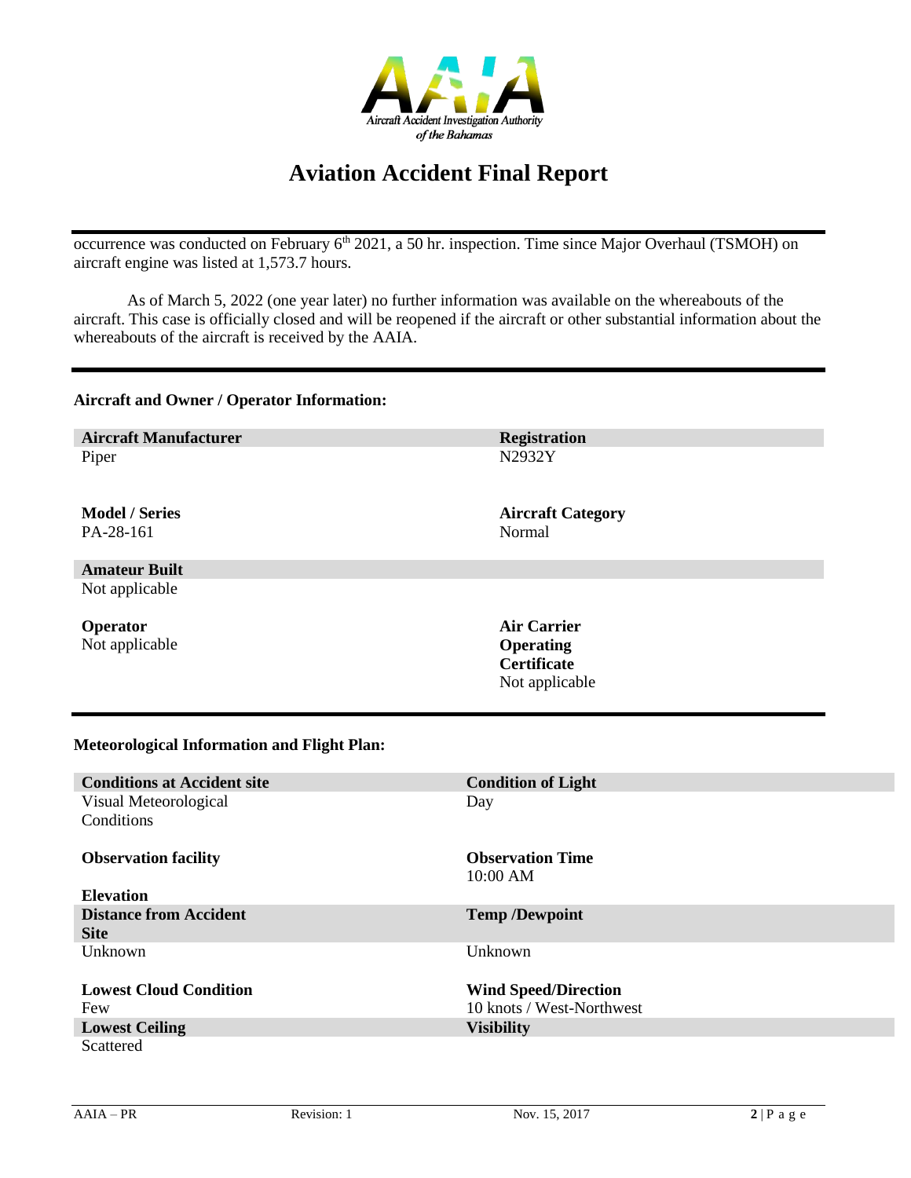occurrence was conducted on February 6th 2021, a 50 hr. inspection. Time since Major Overhaul (TSMOH) on aircraft engine was listed at 1,573.7 hours.

As of March 5, 2022 (one year later) no further information was available on the whereabouts of the aircraft. This case is officially closed and will be reopened if the aircraft or other substantial information about the whereabouts of the aircraft is received by the AAIA.

**Aircraft and Owner / Operator Information:**

| **Aircraft Manufacturer** | **Registration** |
|---|---|
| Piper | N2932Y |
| **Model / Series** | **Aircraft Category** |
| PA-28-161 | Normal |
| **Amateur Built** | |
| Not applicable | |
| **Operator** | **Air Carrier Operating Certificate** |
| Not applicable | Not applicable |

**Meteorological Information and Flight Plan:**

| **Conditions at Accident site** | **Condition of Light** |
|---|---|
| Visual Meteorological Conditions | Day |
| **Observation facility** | **Observation Time** |
| | 10:00 AM |
| **Elevation** | |
| **Distance from Accident Site** | **Temp /Dewpoint** |
| Unknown | Unknown |
| **Lowest Cloud Condition** | **Wind Speed/Direction** |
| Few | 10 knots / West-Northwest |
| **Lowest Ceiling** | **Visibility** |
| Scattered | |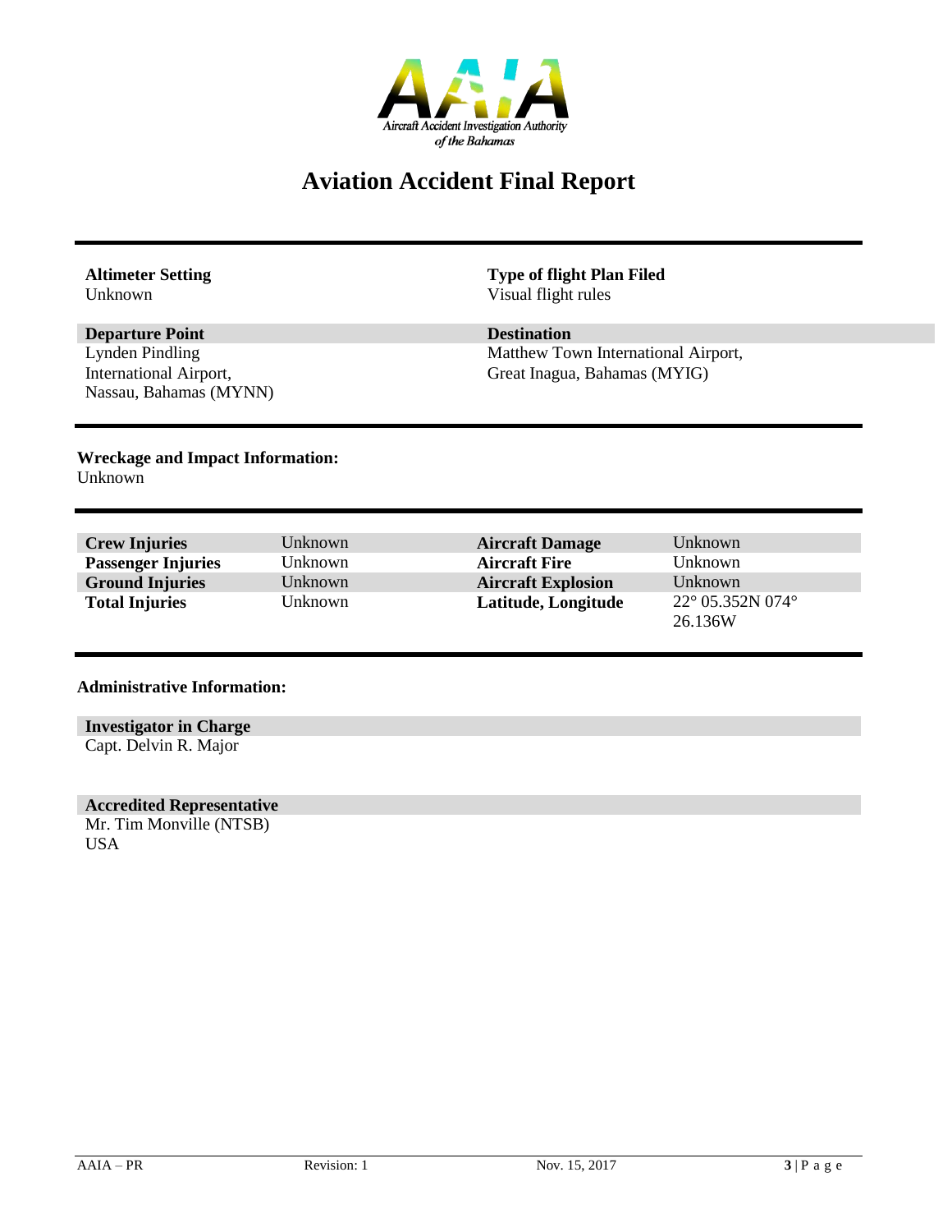# Aviation Accident Final Report

**Altimeter Setting**
Unknown

**Type of flight Plan Filed**
Visual flight rules

**Departure Point**
Lynden Pindling International Airport, Nassau, Bahamas (MYNN)

**Destination**
Matthew Town International Airport, Great Inagua, Bahamas (MYIG)

**Wreckage and Impact Information:**
Unknown

| | | | |
|---|---|---|---|
| **Crew Injuries** | Unknown | **Aircraft Damage** | Unknown |
| **Passenger Injuries** | Unknown | **Aircraft Fire** | Unknown |
| **Ground Injuries** | Unknown | **Aircraft Explosion** | Unknown |
| **Total Injuries** | Unknown | **Latitude, Longitude** | 22° 05.352N 074° 26.136W |

**Administrative Information:**

**Investigator in Charge**
Capt. Delvin R. Major

**Accredited Representative**
Mr. Tim Monville (NTSB)
USA